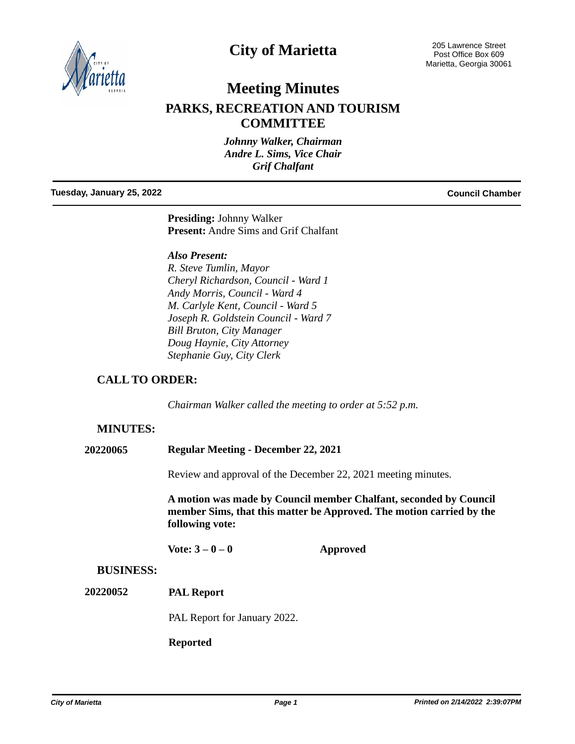# City of Marietta

205 Lawrence Street
Post Office Box 609
Marietta, Georgia 30061

# Meeting Minutes

## PARKS, RECREATION AND TOURISM COMMITTEE

*Johnny Walker, Chairman*
*Andre L. Sims, Vice Chair*
*Grif Chalfant*

**Tuesday, January 25, 2022** — **Council Chamber**

**Presiding:** Johnny Walker
**Present:** Andre Sims and Grif Chalfant

***Also Present:***
*R. Steve Tumlin, Mayor*
*Cheryl Richardson, Council - Ward 1*
*Andy Morris, Council - Ward 4*
*M. Carlyle Kent, Council - Ward 5*
*Joseph R. Goldstein Council - Ward 7*
*Bill Bruton, City Manager*
*Doug Haynie, City Attorney*
*Stephanie Guy, City Clerk*

## CALL TO ORDER:

*Chairman Walker called the meeting to order at 5:52 p.m.*

## MINUTES:

**20220065** **Regular Meeting - December 22, 2021**

Review and approval of the December 22, 2021 meeting minutes.

**A motion was made by Council member Chalfant, seconded by Council member Sims, that this matter be Approved. The motion carried by the following vote:**

**Vote: 3 – 0 – 0** **Approved**

## BUSINESS:

**20220052** **PAL Report**

PAL Report for January 2022.

**Reported**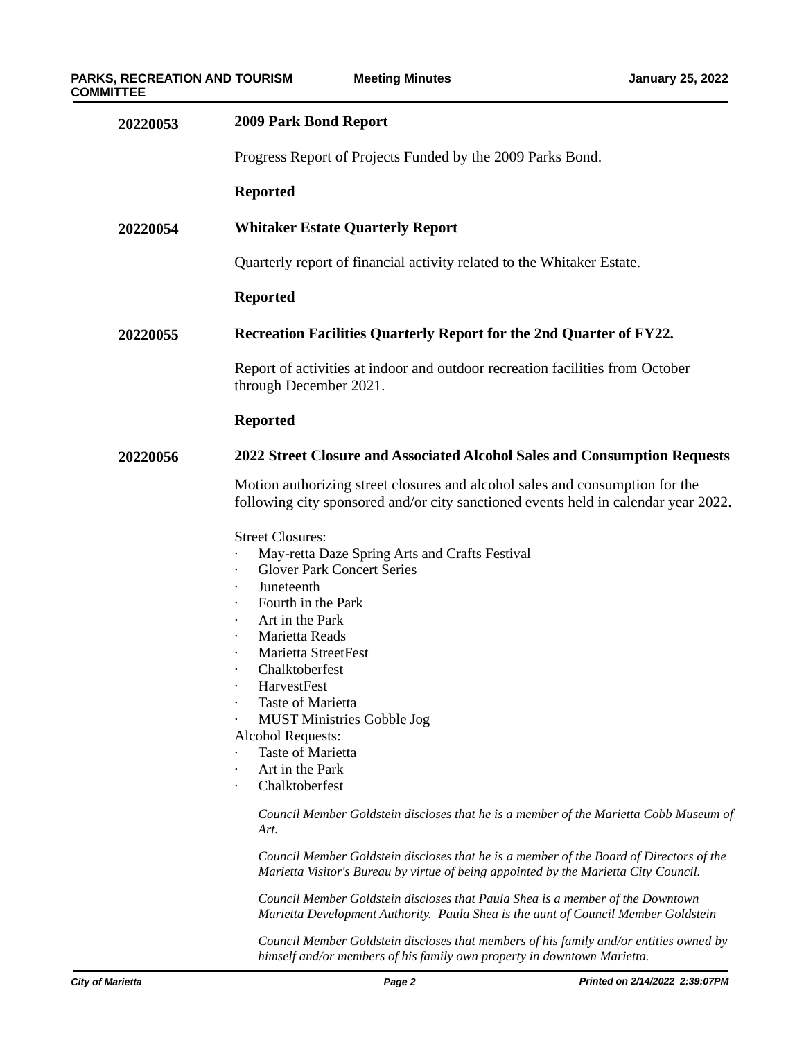**20220053** **2009 Park Bond Report**

Progress Report of Projects Funded by the 2009 Parks Bond.

**Reported**

**20220054** **Whitaker Estate Quarterly Report**

Quarterly report of financial activity related to the Whitaker Estate.

**Reported**

**20220055** **Recreation Facilities Quarterly Report for the 2nd Quarter of FY22.**

Report of activities at indoor and outdoor recreation facilities from October through December 2021.

**Reported**

**20220056** **2022 Street Closure and Associated Alcohol Sales and Consumption Requests**

Motion authorizing street closures and alcohol sales and consumption for the following city sponsored and/or city sanctioned events held in calendar year 2022.

Street Closures:

- May-retta Daze Spring Arts and Crafts Festival
- Glover Park Concert Series
- Juneteenth
- Fourth in the Park
- Art in the Park
- Marietta Reads
- Marietta StreetFest
- Chalktoberfest
- HarvestFest
- Taste of Marietta
- MUST Ministries Gobble Jog

Alcohol Requests:

- Taste of Marietta
- Art in the Park
- Chalktoberfest

*Council Member Goldstein discloses that he is a member of the Marietta Cobb Museum of Art.*

*Council Member Goldstein discloses that he is a member of the Board of Directors of the Marietta Visitor's Bureau by virtue of being appointed by the Marietta City Council.*

*Council Member Goldstein discloses that Paula Shea is a member of the Downtown Marietta Development Authority. Paula Shea is the aunt of Council Member Goldstein*

*Council Member Goldstein discloses that members of his family and/or entities owned by himself and/or members of his family own property in downtown Marietta.*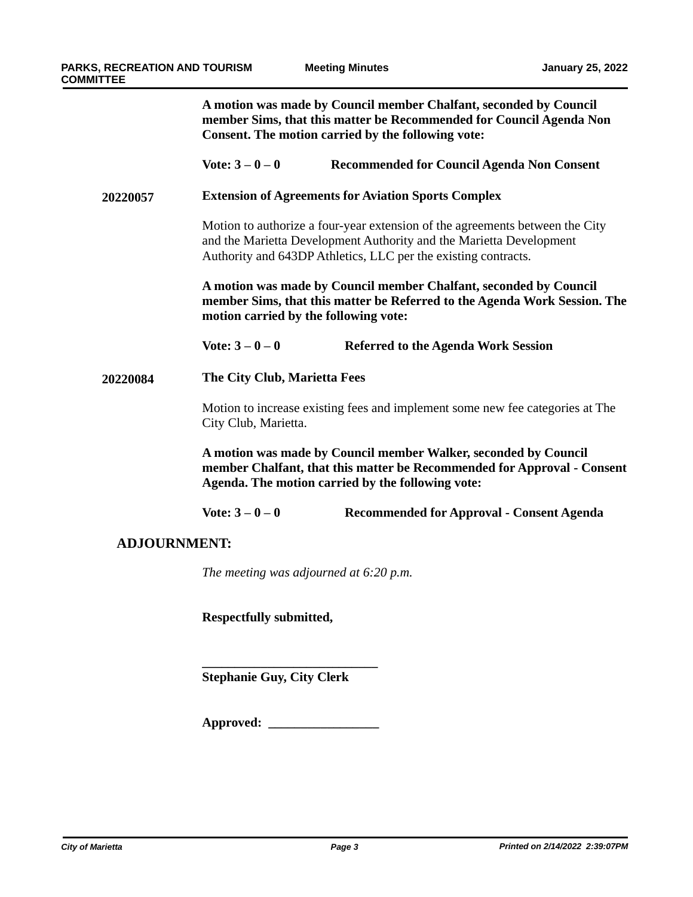**A motion was made by Council member Chalfant, seconded by Council member Sims, that this matter be Recommended for Council Agenda Non Consent. The motion carried by the following vote:**

**Vote: 3 – 0 – 0** **Recommended for Council Agenda Non Consent**

**20220057** **Extension of Agreements for Aviation Sports Complex**

Motion to authorize a four-year extension of the agreements between the City and the Marietta Development Authority and the Marietta Development Authority and 643DP Athletics, LLC per the existing contracts.

**A motion was made by Council member Chalfant, seconded by Council member Sims, that this matter be Referred to the Agenda Work Session. The motion carried by the following vote:**

**Vote: 3 – 0 – 0** **Referred to the Agenda Work Session**

**20220084** **The City Club, Marietta Fees**

Motion to increase existing fees and implement some new fee categories at The City Club, Marietta.

**A motion was made by Council member Walker, seconded by Council member Chalfant, that this matter be Recommended for Approval - Consent Agenda. The motion carried by the following vote:**

**Vote: 3 – 0 – 0** **Recommended for Approval - Consent Agenda**

## ADJOURNMENT:

*The meeting was adjourned at 6:20 p.m.*

**Respectfully submitted,**

**___________________________**
**Stephanie Guy, City Clerk**

**Approved: _________________**